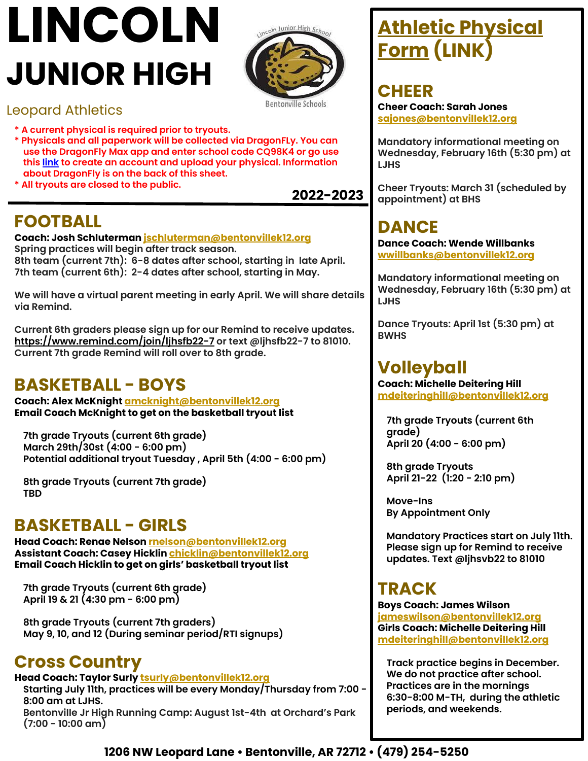# LINCOLN JUNIOR HIGH

Leopard Athletics

- \* A current physical is required prior to tryouts.
- \* Physicals and all paperwork will be collected via DragonFLy. You can use the DragonFly Max app and enter school code CQ98K4 or go use this link to create an account and upload your physical. Information about DragonFly is on the back of this sheet.
- \* All tryouts are closed to the public.

**2022-2023**

## FOOTBALL

**Coach: Josh Schluterman** jschluterman@bentonvillek12.org
Spring practices will begin after track season.
8th team (current 7th): 6-8 dates after school, starting in late April.
7th team (current 6th): 2-4 dates after school, starting in May.

We will have a virtual parent meeting in early April. We will share details via Remind.

Current 6th graders please sign up for our Remind to receive updates. https://www.remind.com/join/ljhsfb22-7 or text @ljhsfb22-7 to 81010.
Current 7th grade Remind will roll over to 8th grade.

## BASKETBALL - BOYS

**Coach: Alex McKnight** amcknight@bentonvillek12.org
**Email Coach McKnight to get on the basketball tryout list**

7th grade Tryouts (current 6th grade)
March 29th/30st (4:00 - 6:00 pm)
Potential additional tryout Tuesday , April 5th (4:00 - 6:00 pm)

8th grade Tryouts (current 7th grade)
TBD

## BASKETBALL - GIRLS

**Head Coach: Renae Nelson** rnelson@bentonvillek12.org
**Assistant Coach: Casey Hicklin** chicklin@bentonvillek12.org
**Email Coach Hicklin to get on girls' basketball tryout list**

7th grade Tryouts (current 6th grade)
April 19 & 21 (4:30 pm - 6:00 pm)

8th grade Tryouts (current 7th graders)
May 9, 10, and 12 (During seminar period/RTI signups)

## Cross Country

**Head Coach: Taylor Surly** tsurly@bentonvillek12.org
Starting July 11th, practices will be every Monday/Thursday from 7:00 - 8:00 am at LJHS.
Bentonville Jr High Running Camp: August 1st-4th at Orchard's Park (7:00 - 10:00 am)

## Athletic Physical Form (LINK)

## CHEER

**Cheer Coach: Sarah Jones**
sajones@bentonvillek12.org

Mandatory informational meeting on Wednesday, February 16th (5:30 pm) at LJHS

Cheer Tryouts: March 31 (scheduled by appointment) at BHS

## DANCE

**Dance Coach: Wende Willbanks**
wwillbanks@bentonvillek12.org

Mandatory informational meeting on Wednesday, February 16th (5:30 pm) at LJHS

Dance Tryouts: April 1st (5:30 pm) at BWHS

## Volleyball

**Coach: Michelle Deitering Hill**
mdeiteringhill@bentonvillek12.org

7th grade Tryouts (current 6th grade)
April 20 (4:00 - 6:00 pm)

8th grade Tryouts
April 21-22 (1:20 - 2:10 pm)

Move-Ins
By Appointment Only

Mandatory Practices start on July 11th. Please sign up for Remind to receive updates. Text @ljhsvb22 to 81010

## TRACK

**Boys Coach: James Wilson**
jameswilson@bentonvillek12.org
**Girls Coach: Michelle Deitering Hill**
mdeiteringhill@bentonvillek12.org

Track practice begins in December. We do not practice after school. Practices are in the mornings 6:30-8:00 M-TH, during the athletic periods, and weekends.

1206 NW Leopard Lane • Bentonville, AR 72712 • (479) 254-5250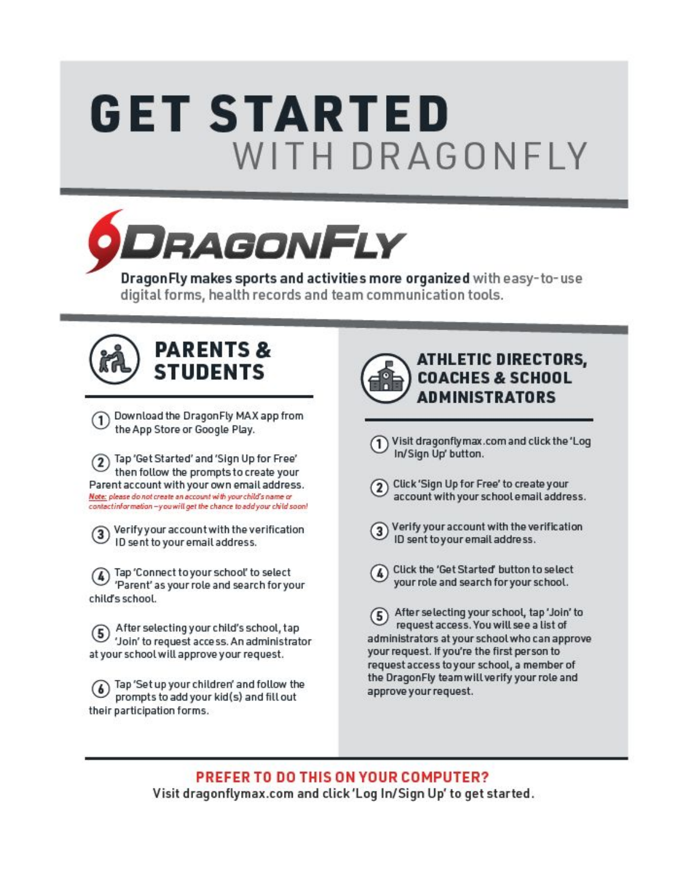# GET STARTED
## WITH DRAGONFLY

**DRAGONFLY**

**DragonFly makes sports and activities more organized** with easy-to-use digital forms, health records and team communication tools.

## PARENTS & STUDENTS

1. Download the DragonFly MAX app from the App Store or Google Play.
2. Tap 'Get Started' and 'Sign Up for Free' then follow the prompts to create your Parent account with your own email address.
   *Note: please do not create an account with your child's name or contact information – you will get the chance to add your child soon!*
3. Verify your account with the verification ID sent to your email address.
4. Tap 'Connect to your school' to select 'Parent' as your role and search for your child's school.
5. After selecting your child's school, tap 'Join' to request access. An administrator at your school will approve your request.
6. Tap 'Set up your children' and follow the prompts to add your kid(s) and fill out their participation forms.

## ATHLETIC DIRECTORS, COACHES & SCHOOL ADMINISTRATORS

1. Visit dragonflymax.com and click the 'Log In/Sign Up' button.
2. Click 'Sign Up for Free' to create your account with your school email address.
3. Verify your account with the verification ID sent to your email address.
4. Click the 'Get Started' button to select your role and search for your school.
5. After selecting your school, tap 'Join' to request access. You will see a list of administrators at your school who can approve your request. If you're the first person to request access to your school, a member of the DragonFly team will verify your role and approve your request.

**PREFER TO DO THIS ON YOUR COMPUTER?**

Visit dragonflymax.com and click 'Log In/Sign Up' to get started.